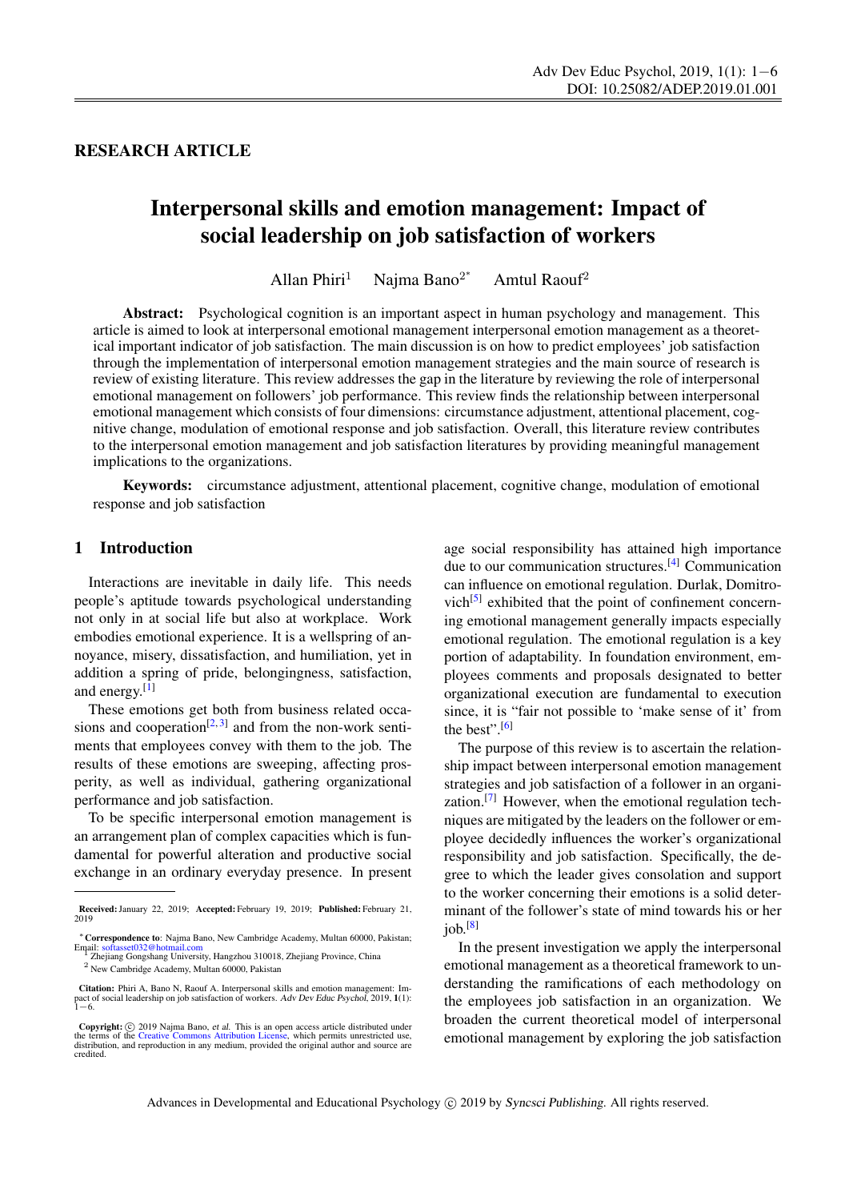RESEARCH ARTICLE

# Interpersonal skills and emotion management: Impact of social leadership on job satisfaction of workers

Allan Phiri[1] Najma Bano[2*] Amtul Raouf[2]

**Abstract:** Psychological cognition is an important aspect in human psychology and management. This article is aimed to look at interpersonal emotional management interpersonal emotion management as a theoretical important indicator of job satisfaction. The main discussion is on how to predict employees' job satisfaction through the implementation of interpersonal emotion management strategies and the main source of research is review of existing literature. This review addresses the gap in the literature by reviewing the role of interpersonal emotional management on followers' job performance. This review finds the relationship between interpersonal emotional management which consists of four dimensions: circumstance adjustment, attentional placement, cognitive change, modulation of emotional response and job satisfaction. Overall, this literature review contributes to the interpersonal emotion management and job satisfaction literatures by providing meaningful management implications to the organizations.

**Keywords:** circumstance adjustment, attentional placement, cognitive change, modulation of emotional response and job satisfaction

## 1 Introduction

Interactions are inevitable in daily life. This needs people's aptitude towards psychological understanding not only in at social life but also at workplace. Work embodies emotional experience. It is a wellspring of annoyance, misery, dissatisfaction, and humiliation, yet in addition a spring of pride, belongingness, satisfaction, and energy.[1]

These emotions get both from business related occasions and cooperation[2, 3] and from the non-work sentiments that employees convey with them to the job. The results of these emotions are sweeping, affecting prosperity, as well as individual, gathering organizational performance and job satisfaction.

To be specific interpersonal emotion management is an arrangement plan of complex capacities which is fundamental for powerful alteration and productive social exchange in an ordinary everyday presence. In present age social responsibility has attained high importance due to our communication structures.[4] Communication can influence on emotional regulation. Durlak, Domitrovich[5] exhibited that the point of confinement concerning emotional management generally impacts especially emotional regulation. The emotional regulation is a key portion of adaptability. In foundation environment, employees comments and proposals designated to better organizational execution are fundamental to execution since, it is "fair not possible to 'make sense of it' from the best".[6]

The purpose of this review is to ascertain the relationship impact between interpersonal emotion management strategies and job satisfaction of a follower in an organization.[7] However, when the emotional regulation techniques are mitigated by the leaders on the follower or employee decidedly influences the worker's organizational responsibility and job satisfaction. Specifically, the degree to which the leader gives consolation and support to the worker concerning their emotions is a solid determinant of the follower's state of mind towards his or her job.[8]

In the present investigation we apply the interpersonal emotional management as a theoretical framework to understanding the ramifications of each methodology on the employees job satisfaction in an organization. We broaden the current theoretical model of interpersonal emotional management by exploring the job satisfaction

---

**Received:** January 22, 2019; **Accepted:** February 19, 2019; **Published:** February 21, 2019

[*] **Correspondence to**: Najma Bano, New Cambridge Academy, Multan 60000, Pakistan; Email: softasset032@hotmail.com

[1] Zhejiang Gongshang University, Hangzhou 310018, Zhejiang Province, China

[2] New Cambridge Academy, Multan 60000, Pakistan

**Citation:** Phiri A, Bano N, Raouf A. Interpersonal skills and emotion management: Impact of social leadership on job satisfaction of workers. *Adv Dev Educ Psychol*, 2019, **1**(1): 1−6.

**Copyright:** © 2019 Najma Bano, *et al.* This is an open access article distributed under the terms of the Creative Commons Attribution License, which permits unrestricted use, distribution, and reproduction in any medium, provided the original author and source are credited.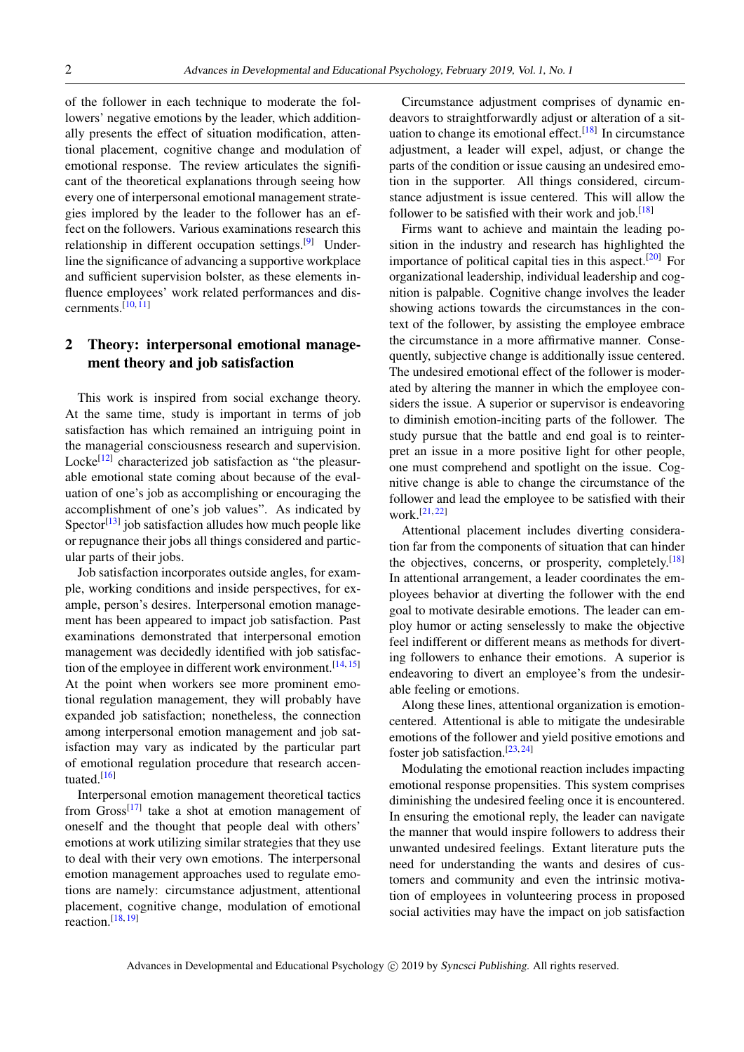of the follower in each technique to moderate the followers' negative emotions by the leader, which additionally presents the effect of situation modification, attentional placement, cognitive change and modulation of emotional response. The review articulates the significant of the theoretical explanations through seeing how every one of interpersonal emotional management strategies implored by the leader to the follower has an effect on the followers. Various examinations research this relationship in different occupation settings.[9] Underline the significance of advancing a supportive workplace and sufficient supervision bolster, as these elements influence employees' work related performances and discernments.[10, 11]

## 2 Theory: interpersonal emotional management theory and job satisfaction

This work is inspired from social exchange theory. At the same time, study is important in terms of job satisfaction has which remained an intriguing point in the managerial consciousness research and supervision. Locke[12] characterized job satisfaction as "the pleasurable emotional state coming about because of the evaluation of one's job as accomplishing or encouraging the accomplishment of one's job values". As indicated by Spector[13] job satisfaction alludes how much people like or repugnance their jobs all things considered and particular parts of their jobs.

Job satisfaction incorporates outside angles, for example, working conditions and inside perspectives, for example, person's desires. Interpersonal emotion management has been appeared to impact job satisfaction. Past examinations demonstrated that interpersonal emotion management was decidedly identified with job satisfaction of the employee in different work environment.[14, 15] At the point when workers see more prominent emotional regulation management, they will probably have expanded job satisfaction; nonetheless, the connection among interpersonal emotion management and job satisfaction may vary as indicated by the particular part of emotional regulation procedure that research accentuated.[16]

Interpersonal emotion management theoretical tactics from Gross[17] take a shot at emotion management of oneself and the thought that people deal with others' emotions at work utilizing similar strategies that they use to deal with their very own emotions. The interpersonal emotion management approaches used to regulate emotions are namely: circumstance adjustment, attentional placement, cognitive change, modulation of emotional reaction.[18, 19]

Circumstance adjustment comprises of dynamic endeavors to straightforwardly adjust or alteration of a situation to change its emotional effect.[18] In circumstance adjustment, a leader will expel, adjust, or change the parts of the condition or issue causing an undesired emotion in the supporter. All things considered, circumstance adjustment is issue centered. This will allow the follower to be satisfied with their work and job.[18]

Firms want to achieve and maintain the leading position in the industry and research has highlighted the importance of political capital ties in this aspect.[20] For organizational leadership, individual leadership and cognition is palpable. Cognitive change involves the leader showing actions towards the circumstances in the context of the follower, by assisting the employee embrace the circumstance in a more affirmative manner. Consequently, subjective change is additionally issue centered. The undesired emotional effect of the follower is moderated by altering the manner in which the employee considers the issue. A superior or supervisor is endeavoring to diminish emotion-inciting parts of the follower. The study pursue that the battle and end goal is to reinterpret an issue in a more positive light for other people, one must comprehend and spotlight on the issue. Cognitive change is able to change the circumstance of the follower and lead the employee to be satisfied with their work.[21, 22]

Attentional placement includes diverting consideration far from the components of situation that can hinder the objectives, concerns, or prosperity, completely.[18] In attentional arrangement, a leader coordinates the employees behavior at diverting the follower with the end goal to motivate desirable emotions. The leader can employ humor or acting senselessly to make the objective feel indifferent or different means as methods for diverting followers to enhance their emotions. A superior is endeavoring to divert an employee's from the undesirable feeling or emotions.

Along these lines, attentional organization is emotion-centered. Attentional is able to mitigate the undesirable emotions of the follower and yield positive emotions and foster job satisfaction.[23, 24]

Modulating the emotional reaction includes impacting emotional response propensities. This system comprises diminishing the undesired feeling once it is encountered. In ensuring the emotional reply, the leader can navigate the manner that would inspire followers to address their unwanted undesired feelings. Extant literature puts the need for understanding the wants and desires of customers and community and even the intrinsic motivation of employees in volunteering process in proposed social activities may have the impact on job satisfaction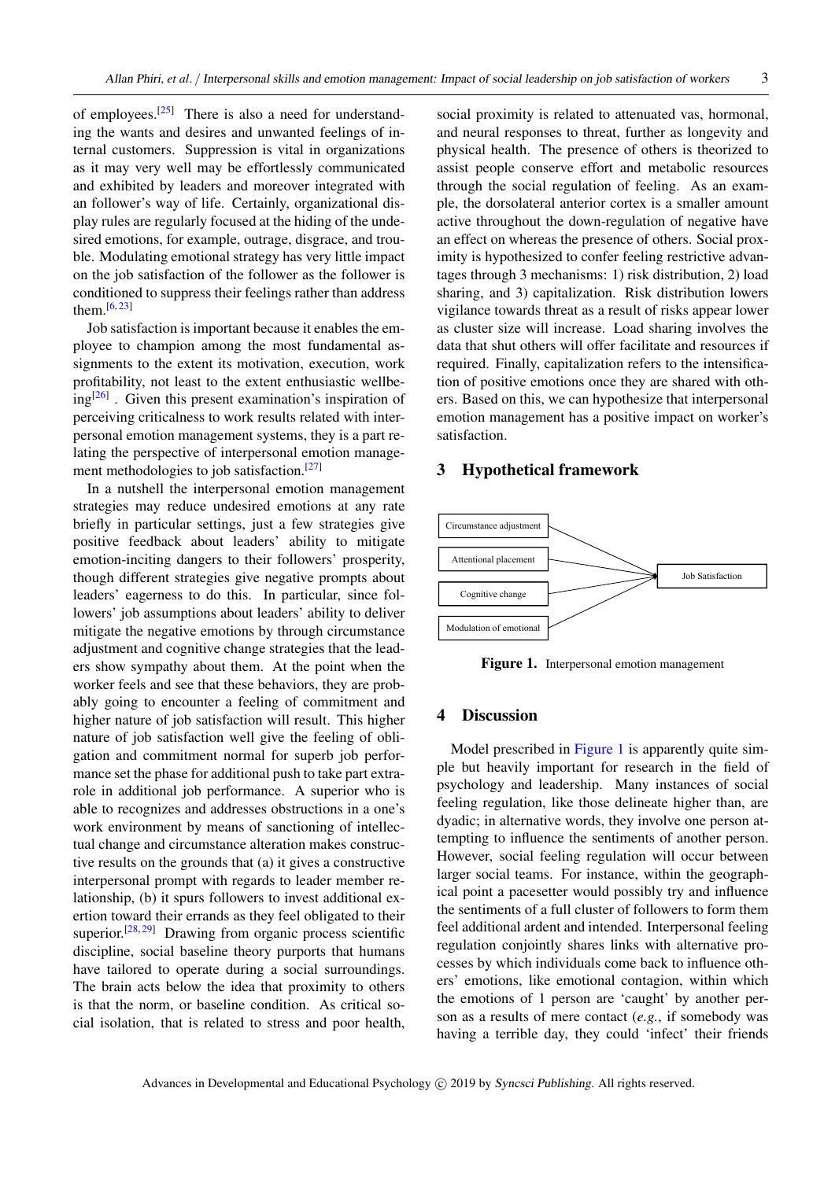of employees.[25] There is also a need for understanding the wants and desires and unwanted feelings of internal customers. Suppression is vital in organizations as it may very well may be effortlessly communicated and exhibited by leaders and moreover integrated with an follower's way of life. Certainly, organizational display rules are regularly focused at the hiding of the undesired emotions, for example, outrage, disgrace, and trouble. Modulating emotional strategy has very little impact on the job satisfaction of the follower as the follower is conditioned to suppress their feelings rather than address them.[6, 23]

Job satisfaction is important because it enables the employee to champion among the most fundamental assignments to the extent its motivation, execution, work profitability, not least to the extent enthusiastic wellbeing[26] . Given this present examination's inspiration of perceiving criticalness to work results related with interpersonal emotion management systems, they is a part relating the perspective of interpersonal emotion management methodologies to job satisfaction.[27]

In a nutshell the interpersonal emotion management strategies may reduce undesired emotions at any rate briefly in particular settings, just a few strategies give positive feedback about leaders' ability to mitigate emotion-inciting dangers to their followers' prosperity, though different strategies give negative prompts about leaders' eagerness to do this. In particular, since followers' job assumptions about leaders' ability to deliver mitigate the negative emotions by through circumstance adjustment and cognitive change strategies that the leaders show sympathy about them. At the point when the worker feels and see that these behaviors, they are probably going to encounter a feeling of commitment and higher nature of job satisfaction will result. This higher nature of job satisfaction well give the feeling of obligation and commitment normal for superb job performance set the phase for additional push to take part extra-role in additional job performance. A superior who is able to recognizes and addresses obstructions in a one's work environment by means of sanctioning of intellectual change and circumstance alteration makes constructive results on the grounds that (a) it gives a constructive interpersonal prompt with regards to leader member relationship, (b) it spurs followers to invest additional exertion toward their errands as they feel obligated to their superior.[28, 29] Drawing from organic process scientific discipline, social baseline theory purports that humans have tailored to operate during a social surroundings. The brain acts below the idea that proximity to others is that the norm, or baseline condition. As critical social isolation, that is related to stress and poor health, social proximity is related to attenuated vas, hormonal, and neural responses to threat, further as longevity and physical health. The presence of others is theorized to assist people conserve effort and metabolic resources through the social regulation of feeling. As an example, the dorsolateral anterior cortex is a smaller amount active throughout the down-regulation of negative have an effect on whereas the presence of others. Social proximity is hypothesized to confer feeling restrictive advantages through 3 mechanisms: 1) risk distribution, 2) load sharing, and 3) capitalization. Risk distribution lowers vigilance towards threat as a result of risks appear lower as cluster size will increase. Load sharing involves the data that shut others will offer facilitate and resources if required. Finally, capitalization refers to the intensification of positive emotions once they are shared with others. Based on this, we can hypothesize that interpersonal emotion management has a positive impact on worker's satisfaction.

## 3 Hypothetical framework

Circumstance adjustment → Job Satisfaction
Attentional placement → Job Satisfaction
Cognitive change → Job Satisfaction
Modulation of emotional → Job Satisfaction

**Figure 1.** Interpersonal emotion management

## 4 Discussion

Model prescribed in Figure 1 is apparently quite simple but heavily important for research in the field of psychology and leadership. Many instances of social feeling regulation, like those delineate higher than, are dyadic; in alternative words, they involve one person attempting to influence the sentiments of another person. However, social feeling regulation will occur between larger social teams. For instance, within the geographical point a pacesetter would possibly try and influence the sentiments of a full cluster of followers to form them feel additional ardent and intended. Interpersonal feeling regulation conjointly shares links with alternative processes by which individuals come back to influence others' emotions, like emotional contagion, within which the emotions of 1 person are 'caught' by another person as a results of mere contact (*e.g.*, if somebody was having a terrible day, they could 'infect' their friends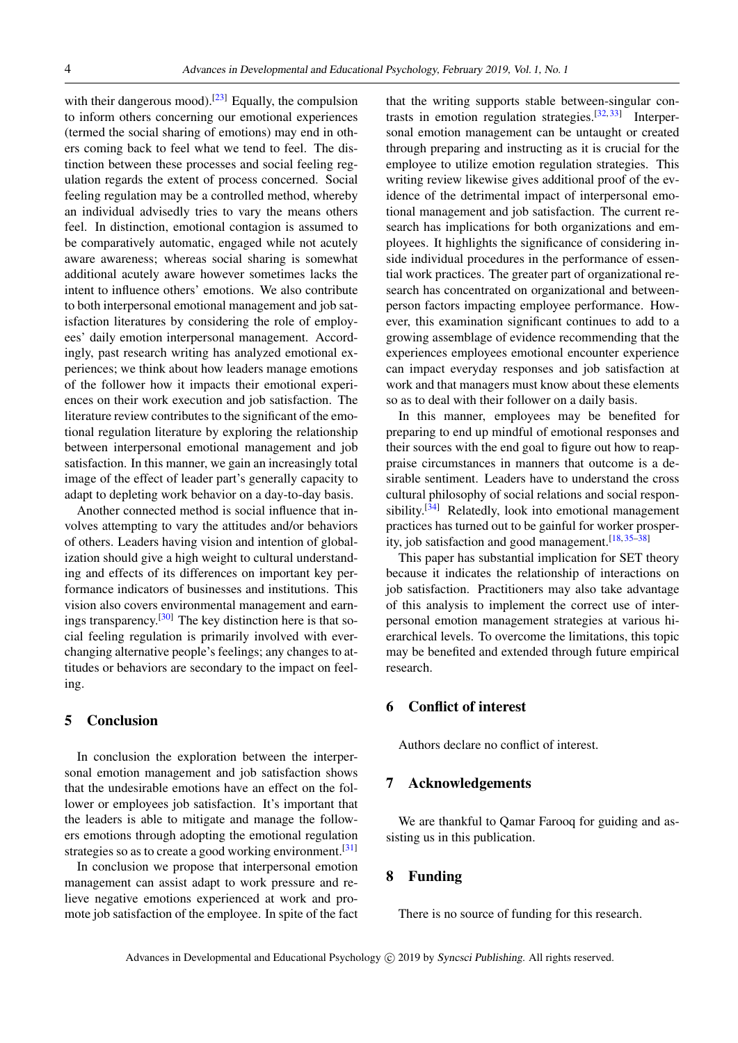with their dangerous mood).[23] Equally, the compulsion to inform others concerning our emotional experiences (termed the social sharing of emotions) may end in others coming back to feel what we tend to feel. The distinction between these processes and social feeling regulation regards the extent of process concerned. Social feeling regulation may be a controlled method, whereby an individual advisedly tries to vary the means others feel. In distinction, emotional contagion is assumed to be comparatively automatic, engaged while not acutely aware awareness; whereas social sharing is somewhat additional acutely aware however sometimes lacks the intent to influence others' emotions. We also contribute to both interpersonal emotional management and job satisfaction literatures by considering the role of employees' daily emotion interpersonal management. Accordingly, past research writing has analyzed emotional experiences; we think about how leaders manage emotions of the follower how it impacts their emotional experiences on their work execution and job satisfaction. The literature review contributes to the significant of the emotional regulation literature by exploring the relationship between interpersonal emotional management and job satisfaction. In this manner, we gain an increasingly total image of the effect of leader part's generally capacity to adapt to depleting work behavior on a day-to-day basis.

Another connected method is social influence that involves attempting to vary the attitudes and/or behaviors of others. Leaders having vision and intention of globalization should give a high weight to cultural understanding and effects of its differences on important key performance indicators of businesses and institutions. This vision also covers environmental management and earnings transparency.[30] The key distinction here is that social feeling regulation is primarily involved with ever-changing alternative people's feelings; any changes to attitudes or behaviors are secondary to the impact on feeling.

## 5 Conclusion

In conclusion the exploration between the interpersonal emotion management and job satisfaction shows that the undesirable emotions have an effect on the follower or employees job satisfaction. It's important that the leaders is able to mitigate and manage the followers emotions through adopting the emotional regulation strategies so as to create a good working environment.[31]

In conclusion we propose that interpersonal emotion management can assist adapt to work pressure and relieve negative emotions experienced at work and promote job satisfaction of the employee. In spite of the fact that the writing supports stable between-singular contrasts in emotion regulation strategies.[32, 33] Interpersonal emotion management can be untaught or created through preparing and instructing as it is crucial for the employee to utilize emotion regulation strategies. This writing review likewise gives additional proof of the evidence of the detrimental impact of interpersonal emotional management and job satisfaction. The current research has implications for both organizations and employees. It highlights the significance of considering inside individual procedures in the performance of essential work practices. The greater part of organizational research has concentrated on organizational and between-person factors impacting employee performance. However, this examination significant continues to add to a growing assemblage of evidence recommending that the experiences employees emotional encounter experience can impact everyday responses and job satisfaction at work and that managers must know about these elements so as to deal with their follower on a daily basis.

In this manner, employees may be benefited for preparing to end up mindful of emotional responses and their sources with the end goal to figure out how to reappraise circumstances in manners that outcome is a desirable sentiment. Leaders have to understand the cross cultural philosophy of social relations and social responsibility.[34] Relatedly, look into emotional management practices has turned out to be gainful for worker prosperity, job satisfaction and good management.[18, 35–38]

This paper has substantial implication for SET theory because it indicates the relationship of interactions on job satisfaction. Practitioners may also take advantage of this analysis to implement the correct use of interpersonal emotion management strategies at various hierarchical levels. To overcome the limitations, this topic may be benefited and extended through future empirical research.

## 6 Conflict of interest

Authors declare no conflict of interest.

## 7 Acknowledgements

We are thankful to Qamar Farooq for guiding and assisting us in this publication.

## 8 Funding

There is no source of funding for this research.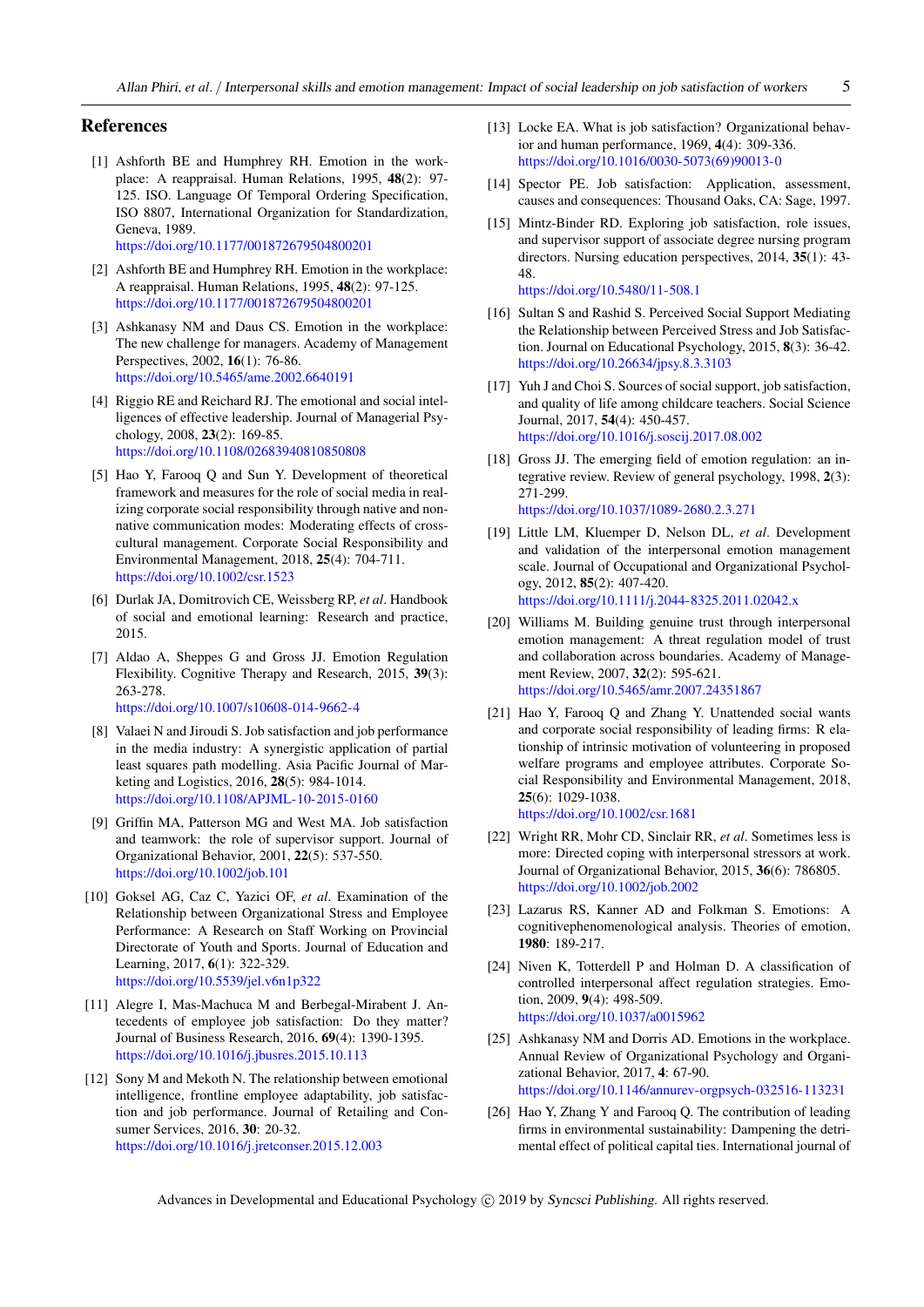## References

[1] Ashforth BE and Humphrey RH. Emotion in the workplace: A reappraisal. Human Relations, 1995, **48**(2): 97-125. ISO. Language Of Temporal Ordering Specification, ISO 8807, International Organization for Standardization, Geneva, 1989.
https://doi.org/10.1177/001872679504800201

[2] Ashforth BE and Humphrey RH. Emotion in the workplace: A reappraisal. Human Relations, 1995, **48**(2): 97-125.
https://doi.org/10.1177/001872679504800201

[3] Ashkanasy NM and Daus CS. Emotion in the workplace: The new challenge for managers. Academy of Management Perspectives, 2002, **16**(1): 76-86.
https://doi.org/10.5465/ame.2002.6640191

[4] Riggio RE and Reichard RJ. The emotional and social intelligences of effective leadership. Journal of Managerial Psychology, 2008, **23**(2): 169-85.
https://doi.org/10.1108/02683940810850808

[5] Hao Y, Farooq Q and Sun Y. Development of theoretical framework and measures for the role of social media in realizing corporate social responsibility through native and non-native communication modes: Moderating effects of cross-cultural management. Corporate Social Responsibility and Environmental Management, 2018, **25**(4): 704-711.
https://doi.org/10.1002/csr.1523

[6] Durlak JA, Domitrovich CE, Weissberg RP, *et al*. Handbook of social and emotional learning: Research and practice, 2015.

[7] Aldao A, Sheppes G and Gross JJ. Emotion Regulation Flexibility. Cognitive Therapy and Research, 2015, **39**(3): 263-278.
https://doi.org/10.1007/s10608-014-9662-4

[8] Valaei N and Jiroudi S. Job satisfaction and job performance in the media industry: A synergistic application of partial least squares path modelling. Asia Pacific Journal of Marketing and Logistics, 2016, **28**(5): 984-1014.
https://doi.org/10.1108/APJML-10-2015-0160

[9] Griffin MA, Patterson MG and West MA. Job satisfaction and teamwork: the role of supervisor support. Journal of Organizational Behavior, 2001, **22**(5): 537-550.
https://doi.org/10.1002/job.101

[10] Goksel AG, Caz C, Yazici OF, *et al*. Examination of the Relationship between Organizational Stress and Employee Performance: A Research on Staff Working on Provincial Directorate of Youth and Sports. Journal of Education and Learning, 2017, **6**(1): 322-329.
https://doi.org/10.5539/jel.v6n1p322

[11] Alegre I, Mas-Machuca M and Berbegal-Mirabent J. Antecedents of employee job satisfaction: Do they matter? Journal of Business Research, 2016, **69**(4): 1390-1395.
https://doi.org/10.1016/j.jbusres.2015.10.113

[12] Sony M and Mekoth N. The relationship between emotional intelligence, frontline employee adaptability, job satisfaction and job performance. Journal of Retailing and Consumer Services, 2016, **30**: 20-32.
https://doi.org/10.1016/j.jretconser.2015.12.003

[13] Locke EA. What is job satisfaction? Organizational behavior and human performance, 1969, **4**(4): 309-336.
https://doi.org/10.1016/0030-5073(69)90013-0

[14] Spector PE. Job satisfaction: Application, assessment, causes and consequences: Thousand Oaks, CA: Sage, 1997.

[15] Mintz-Binder RD. Exploring job satisfaction, role issues, and supervisor support of associate degree nursing program directors. Nursing education perspectives, 2014, **35**(1): 43-48.
https://doi.org/10.5480/11-508.1

[16] Sultan S and Rashid S. Perceived Social Support Mediating the Relationship between Perceived Stress and Job Satisfaction. Journal on Educational Psychology, 2015, **8**(3): 36-42.
https://doi.org/10.26634/jpsy.8.3.3103

[17] Yuh J and Choi S. Sources of social support, job satisfaction, and quality of life among childcare teachers. Social Science Journal, 2017, **54**(4): 450-457.
https://doi.org/10.1016/j.soscij.2017.08.002

[18] Gross JJ. The emerging field of emotion regulation: an integrative review. Review of general psychology, 1998, **2**(3): 271-299.
https://doi.org/10.1037/1089-2680.2.3.271

[19] Little LM, Kluemper D, Nelson DL, *et al*. Development and validation of the interpersonal emotion management scale. Journal of Occupational and Organizational Psychology, 2012, **85**(2): 407-420.
https://doi.org/10.1111/j.2044-8325.2011.02042.x

[20] Williams M. Building genuine trust through interpersonal emotion management: A threat regulation model of trust and collaboration across boundaries. Academy of Management Review, 2007, **32**(2): 595-621.
https://doi.org/10.5465/amr.2007.24351867

[21] Hao Y, Farooq Q and Zhang Y. Unattended social wants and corporate social responsibility of leading firms: R elationship of intrinsic motivation of volunteering in proposed welfare programs and employee attributes. Corporate Social Responsibility and Environmental Management, 2018, **25**(6): 1029-1038.
https://doi.org/10.1002/csr.1681

[22] Wright RR, Mohr CD, Sinclair RR, *et al*. Sometimes less is more: Directed coping with interpersonal stressors at work. Journal of Organizational Behavior, 2015, **36**(6): 786805.
https://doi.org/10.1002/job.2002

[23] Lazarus RS, Kanner AD and Folkman S. Emotions: A cognitivephenomenological analysis. Theories of emotion, **1980**: 189-217.

[24] Niven K, Totterdell P and Holman D. A classification of controlled interpersonal affect regulation strategies. Emotion, 2009, **9**(4): 498-509.
https://doi.org/10.1037/a0015962

[25] Ashkanasy NM and Dorris AD. Emotions in the workplace. Annual Review of Organizational Psychology and Organizational Behavior, 2017, **4**: 67-90.
https://doi.org/10.1146/annurev-orgpsych-032516-113231

[26] Hao Y, Zhang Y and Farooq Q. The contribution of leading firms in environmental sustainability: Dampening the detrimental effect of political capital ties. International journal of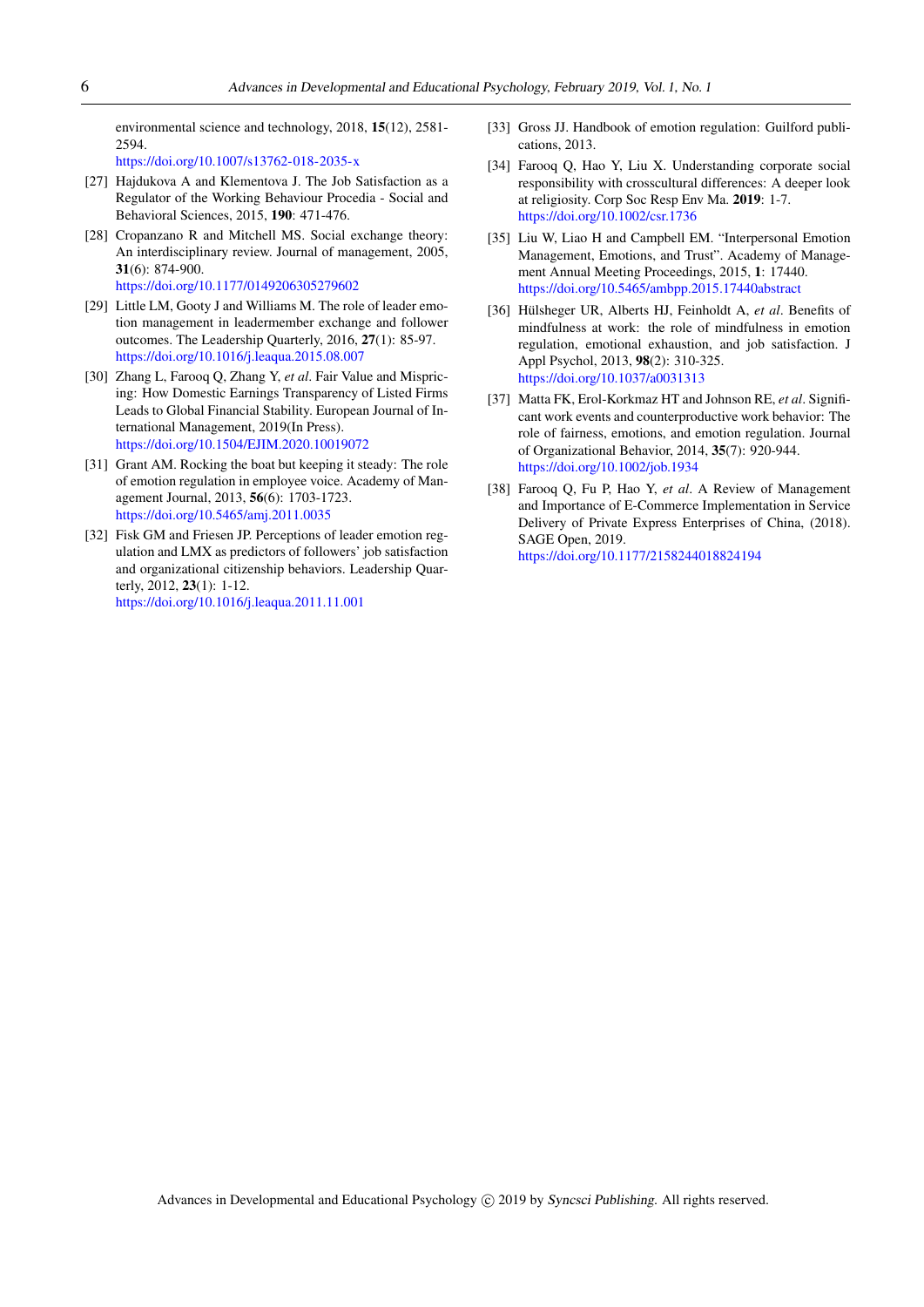environmental science and technology, 2018, **15**(12), 2581-2594.
https://doi.org/10.1007/s13762-018-2035-x

[27] Hajdukova A and Klementova J. The Job Satisfaction as a Regulator of the Working Behaviour Procedia - Social and Behavioral Sciences, 2015, **190**: 471-476.

[28] Cropanzano R and Mitchell MS. Social exchange theory: An interdisciplinary review. Journal of management, 2005, **31**(6): 874-900.
https://doi.org/10.1177/0149206305279602

[29] Little LM, Gooty J and Williams M. The role of leader emotion management in leadermember exchange and follower outcomes. The Leadership Quarterly, 2016, **27**(1): 85-97.
https://doi.org/10.1016/j.leaqua.2015.08.007

[30] Zhang L, Farooq Q, Zhang Y, *et al*. Fair Value and Mispricing: How Domestic Earnings Transparency of Listed Firms Leads to Global Financial Stability. European Journal of International Management, 2019(In Press).
https://doi.org/10.1504/EJIM.2020.10019072

[31] Grant AM. Rocking the boat but keeping it steady: The role of emotion regulation in employee voice. Academy of Management Journal, 2013, **56**(6): 1703-1723.
https://doi.org/10.5465/amj.2011.0035

[32] Fisk GM and Friesen JP. Perceptions of leader emotion regulation and LMX as predictors of followers' job satisfaction and organizational citizenship behaviors. Leadership Quarterly, 2012, **23**(1): 1-12.
https://doi.org/10.1016/j.leaqua.2011.11.001

[33] Gross JJ. Handbook of emotion regulation: Guilford publications, 2013.

[34] Farooq Q, Hao Y, Liu X. Understanding corporate social responsibility with crosscultural differences: A deeper look at religiosity. Corp Soc Resp Env Ma. **2019**: 1-7.
https://doi.org/10.1002/csr.1736

[35] Liu W, Liao H and Campbell EM. "Interpersonal Emotion Management, Emotions, and Trust". Academy of Management Annual Meeting Proceedings, 2015, **1**: 17440.
https://doi.org/10.5465/ambpp.2015.17440abstract

[36] Hülsheger UR, Alberts HJ, Feinholdt A, *et al*. Benefits of mindfulness at work: the role of mindfulness in emotion regulation, emotional exhaustion, and job satisfaction. J Appl Psychol, 2013, **98**(2): 310-325.
https://doi.org/10.1037/a0031313

[37] Matta FK, Erol-Korkmaz HT and Johnson RE, *et al*. Significant work events and counterproductive work behavior: The role of fairness, emotions, and emotion regulation. Journal of Organizational Behavior, 2014, **35**(7): 920-944.
https://doi.org/10.1002/job.1934

[38] Farooq Q, Fu P, Hao Y, *et al*. A Review of Management and Importance of E-Commerce Implementation in Service Delivery of Private Express Enterprises of China, (2018). SAGE Open, 2019.
https://doi.org/10.1177/2158244018824194